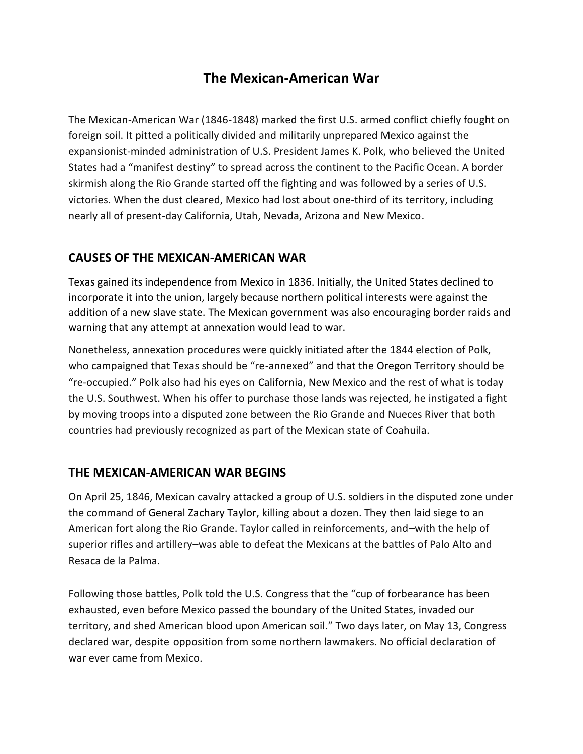# The Mexican-American War

The Mexican-American War (1846-1848) marked the first U.S. armed conflict chiefly fought on foreign soil. It pitted a politically divided and militarily unprepared Mexico against the expansionist-minded administration of U.S. President James K. Polk, who believed the United States had a "manifest destiny" to spread across the continent to the Pacific Ocean. A border skirmish along the Rio Grande started off the fighting and was followed by a series of U.S. victories. When the dust cleared, Mexico had lost about one-third of its territory, including nearly all of present-day California, Utah, Nevada, Arizona and New Mexico.

## CAUSES OF THE MEXICAN-AMERICAN WAR

Texas gained its independence from Mexico in 1836. Initially, the United States declined to incorporate it into the union, largely because northern political interests were against the addition of a new slave state. The Mexican government was also encouraging border raids and warning that any attempt at annexation would lead to war.

Nonetheless, annexation procedures were quickly initiated after the 1844 election of Polk, who campaigned that Texas should be "re-annexed" and that the Oregon Territory should be "re-occupied." Polk also had his eyes on California, New Mexico and the rest of what is today the U.S. Southwest. When his offer to purchase those lands was rejected, he instigated a fight by moving troops into a disputed zone between the Rio Grande and Nueces River that both countries had previously recognized as part of the Mexican state of Coahuila.

## THE MEXICAN-AMERICAN WAR BEGINS

On April 25, 1846, Mexican cavalry attacked a group of U.S. soldiers in the disputed zone under the command of General Zachary Taylor, killing about a dozen. They then laid siege to an American fort along the Rio Grande. Taylor called in reinforcements, and–with the help of superior rifles and artillery–was able to defeat the Mexicans at the battles of Palo Alto and Resaca de la Palma.

Following those battles, Polk told the U.S. Congress that the "cup of forbearance has been exhausted, even before Mexico passed the boundary of the United States, invaded our territory, and shed American blood upon American soil." Two days later, on May 13, Congress declared war, despite opposition from some northern lawmakers. No official declaration of war ever came from Mexico.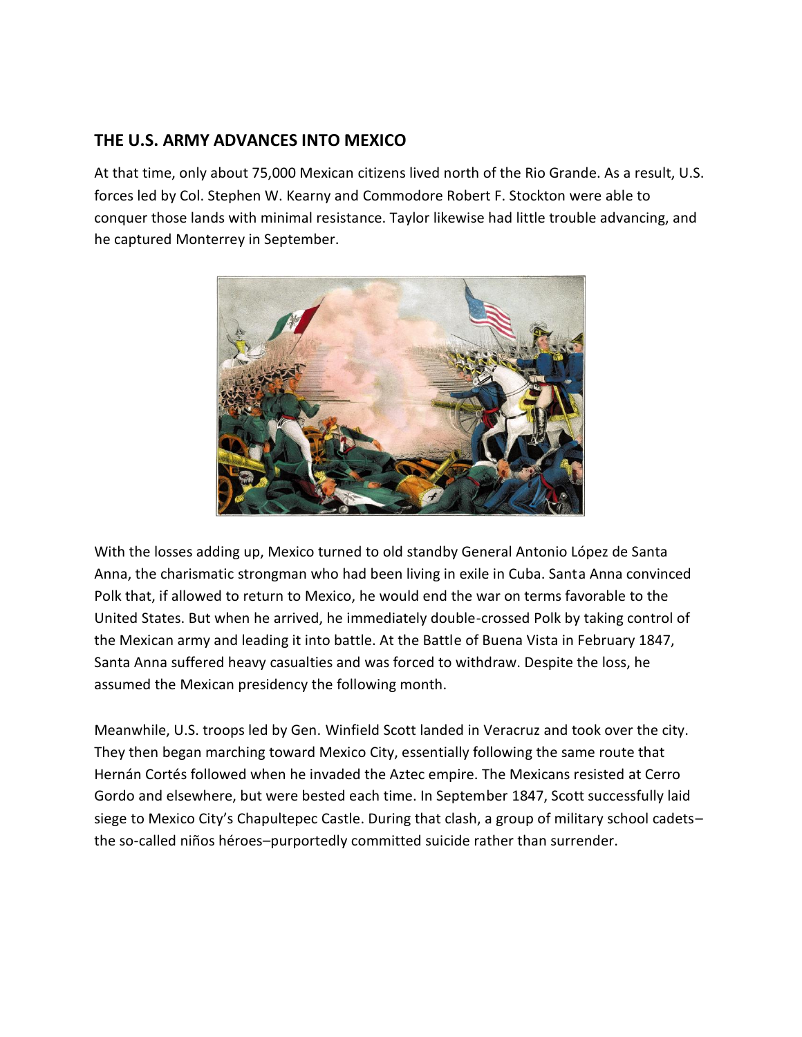## THE U.S. ARMY ADVANCES INTO MEXICO

At that time, only about 75,000 Mexican citizens lived north of the Rio Grande. As a result, U.S. forces led by Col. Stephen W. Kearny and Commodore Robert F. Stockton were able to conquer those lands with minimal resistance. Taylor likewise had little trouble advancing, and he captured Monterrey in September.

With the losses adding up, Mexico turned to old standby General Antonio López de Santa Anna, the charismatic strongman who had been living in exile in Cuba. Santa Anna convinced Polk that, if allowed to return to Mexico, he would end the war on terms favorable to the United States. But when he arrived, he immediately double-crossed Polk by taking control of the Mexican army and leading it into battle. At the Battle of Buena Vista in February 1847, Santa Anna suffered heavy casualties and was forced to withdraw. Despite the loss, he assumed the Mexican presidency the following month.

Meanwhile, U.S. troops led by Gen. Winfield Scott landed in Veracruz and took over the city. They then began marching toward Mexico City, essentially following the same route that Hernán Cortés followed when he invaded the Aztec empire. The Mexicans resisted at Cerro Gordo and elsewhere, but were bested each time. In September 1847, Scott successfully laid siege to Mexico City's Chapultepec Castle. During that clash, a group of military school cadets–the so-called niños héroes–purportedly committed suicide rather than surrender.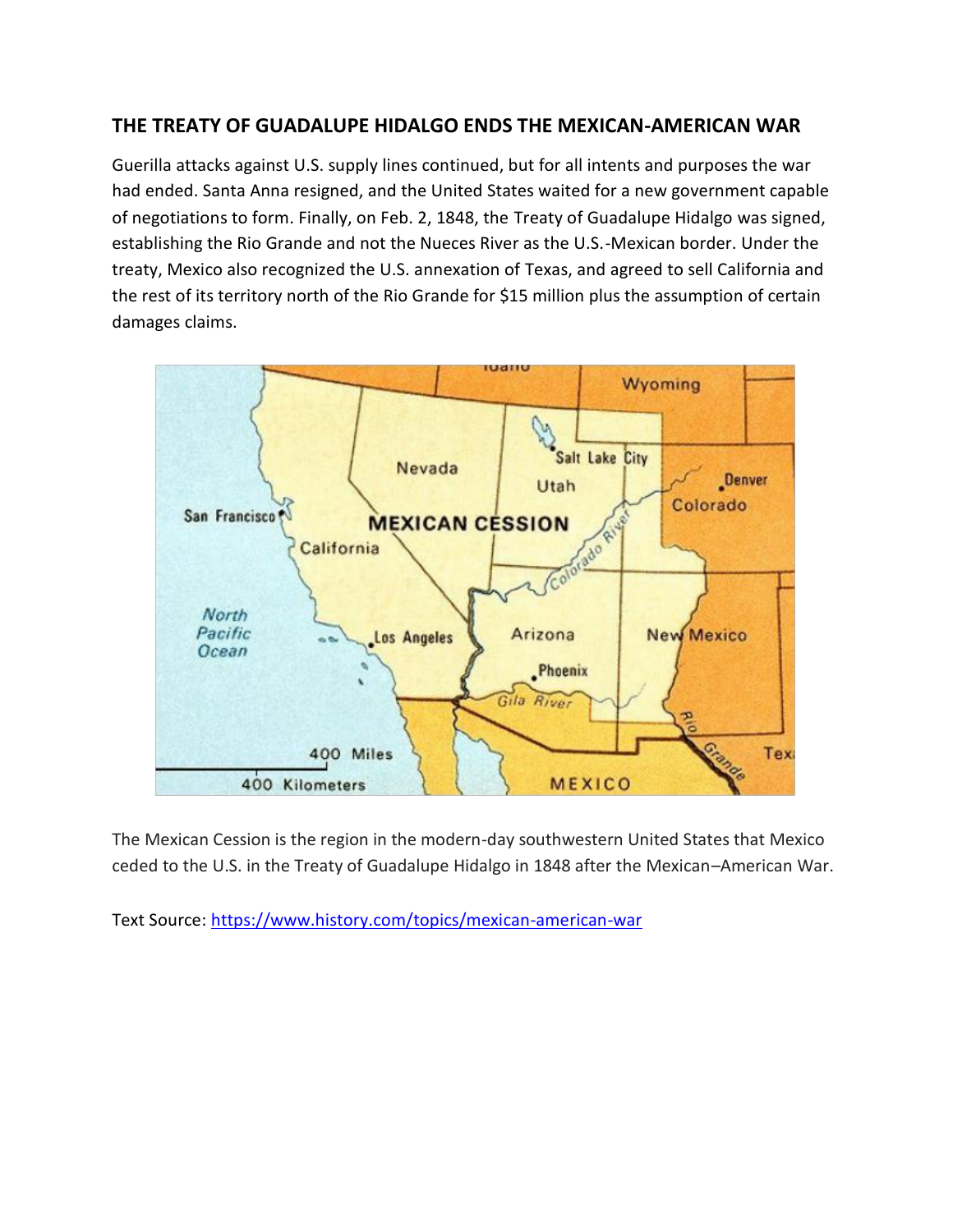## THE TREATY OF GUADALUPE HIDALGO ENDS THE MEXICAN-AMERICAN WAR

Guerilla attacks against U.S. supply lines continued, but for all intents and purposes the war had ended. Santa Anna resigned, and the United States waited for a new government capable of negotiations to form. Finally, on Feb. 2, 1848, the Treaty of Guadalupe Hidalgo was signed, establishing the Rio Grande and not the Nueces River as the U.S.-Mexican border. Under the treaty, Mexico also recognized the U.S. annexation of Texas, and agreed to sell California and the rest of its territory north of the Rio Grande for $15 million plus the assumption of certain damages claims.

Idaho
Wyoming
Salt Lake City
Nevada
Utah
Denver
Colorado
San Francisco
MEXICAN CESSION
California
Colorado River
North Pacific Ocean
Los Angeles
Arizona
New Mexico
Phoenix
Gila River
Rio Grande
Texas
400 Miles
400 Kilometers
MEXICO

The Mexican Cession is the region in the modern-day southwestern United States that Mexico ceded to the U.S. in the Treaty of Guadalupe Hidalgo in 1848 after the Mexican–American War.

Text Source: https://www.history.com/topics/mexican-american-war